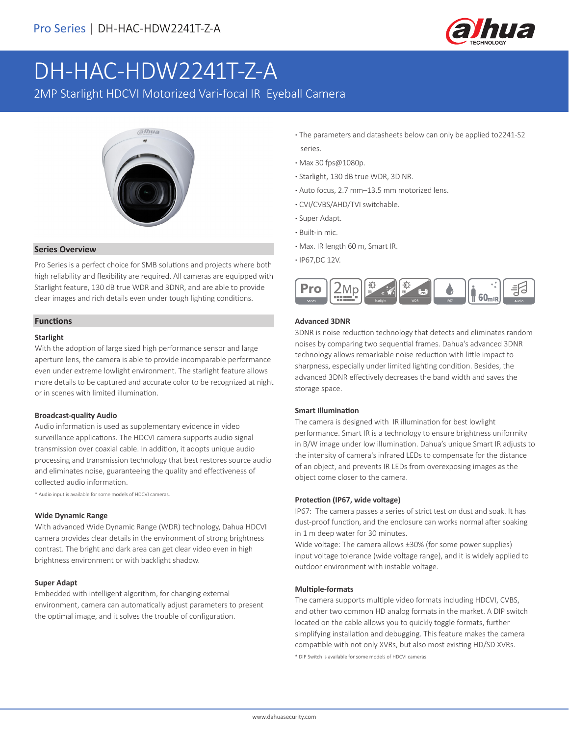Pro Series | DH-HAC-HDW2241T-Z-A

# DH-HAC-HDW2241T-Z-A

2MP Starlight HDCVI Motorized Vari-focal IR Eyeball Camera

- The parameters and datasheets below can only be applied to2241-S2 series.
- Max 30 fps@1080p.
- Starlight, 130 dB true WDR, 3D NR.
- Auto focus, 2.7 mm–13.5 mm motorized lens.
- CVI/CVBS/AHD/TVI switchable.
- Super Adapt.
- Built-in mic.
- Max. IR length 60 m, Smart IR.
- IP67,DC 12V.

## Series Overview

Pro Series is a perfect choice for SMB solutions and projects where both high reliability and flexibility are required. All cameras are equipped with Starlight feature, 130 dB true WDR and 3DNR, and are able to provide clear images and rich details even under tough lighting conditions.

## Functions

### Starlight

With the adoption of large sized high performance sensor and large aperture lens, the camera is able to provide incomparable performance even under extreme lowlight environment. The starlight feature allows more details to be captured and accurate color to be recognized at night or in scenes with limited illumination.

### Broadcast-quality Audio

Audio information is used as supplementary evidence in video surveillance applications. The HDCVI camera supports audio signal transmission over coaxial cable. In addition, it adopts unique audio processing and transmission technology that best restores source audio and eliminates noise, guaranteeing the quality and effectiveness of collected audio information.

* Audio input is available for some models of HDCVI cameras.

### Wide Dynamic Range

With advanced Wide Dynamic Range (WDR) technology, Dahua HDCVI camera provides clear details in the environment of strong brightness contrast. The bright and dark area can get clear video even in high brightness environment or with backlight shadow.

### Super Adapt

Embedded with intelligent algorithm, for changing external environment, camera can automatically adjust parameters to present the optimal image, and it solves the trouble of configuration.

### Advanced 3DNR

3DNR is noise reduction technology that detects and eliminates random noises by comparing two sequential frames. Dahua's advanced 3DNR technology allows remarkable noise reduction with little impact to sharpness, especially under limited lighting condition. Besides, the advanced 3DNR effectively decreases the band width and saves the storage space.

### Smart Illumination

The camera is designed with IR illumination for best lowlight performance. Smart IR is a technology to ensure brightness uniformity in B/W image under low illumination. Dahua's unique Smart IR adjusts to the intensity of camera's infrared LEDs to compensate for the distance of an object, and prevents IR LEDs from overexposing images as the object come closer to the camera.

### Protection (IP67, wide voltage)

IP67: The camera passes a series of strict test on dust and soak. It has dust-proof function, and the enclosure can works normal after soaking in 1 m deep water for 30 minutes.

Wide voltage: The camera allows ±30% (for some power supplies) input voltage tolerance (wide voltage range), and it is widely applied to outdoor environment with instable voltage.

### Multiple-formats

The camera supports multiple video formats including HDCVI, CVBS, and other two common HD analog formats in the market. A DIP switch located on the cable allows you to quickly toggle formats, further simplifying installation and debugging. This feature makes the camera compatible with not only XVRs, but also most existing HD/SD XVRs.

* DIP Switch is available for some models of HDCVI cameras.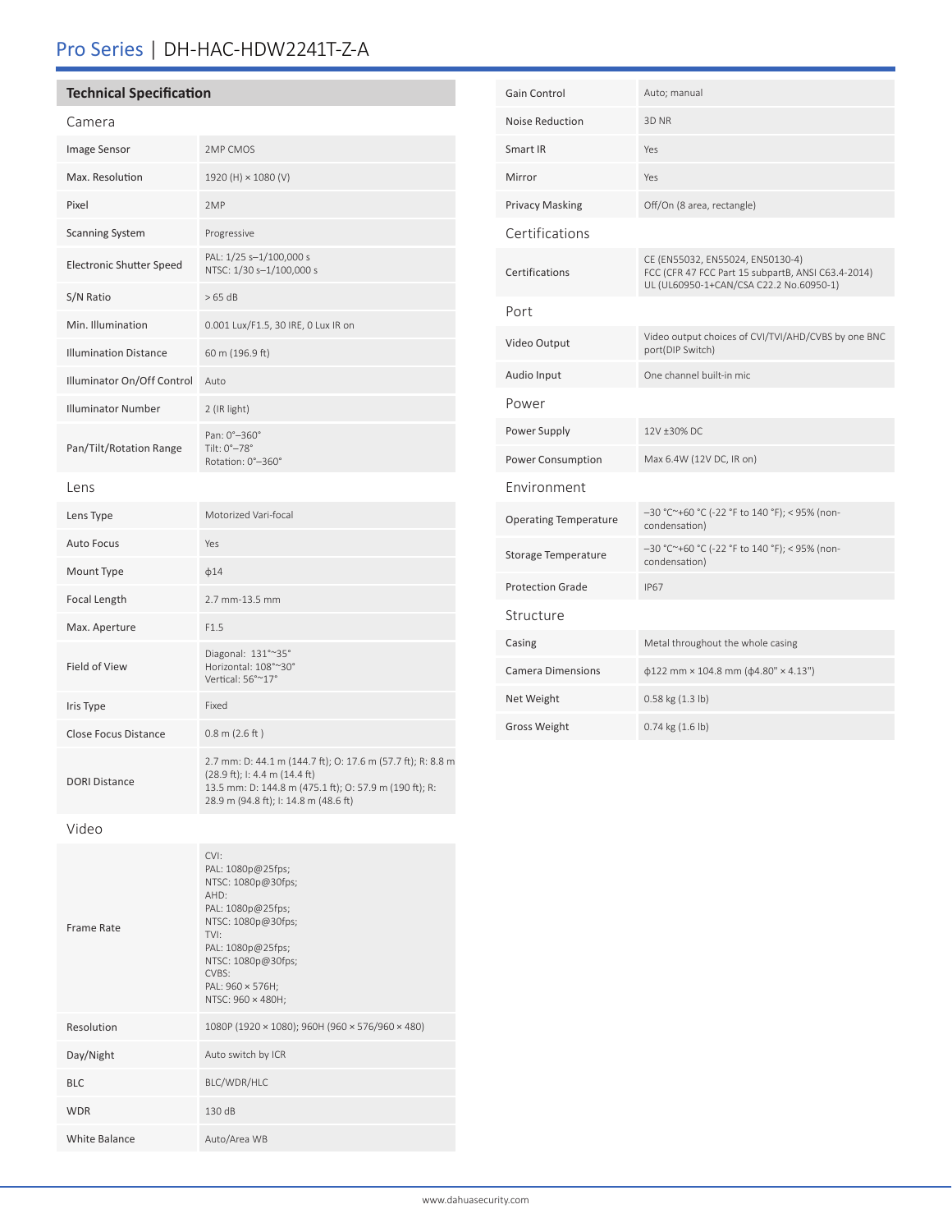# Pro Series | DH-HAC-HDW2241T-Z-A

## Technical Specification

### Camera

| | |
|---|---|
| Image Sensor | 2MP CMOS |
| Max. Resolution | 1920 (H) × 1080 (V) |
| Pixel | 2MP |
| Scanning System | Progressive |
| Electronic Shutter Speed | PAL: 1/25 s–1/100,000 s<br>NTSC: 1/30 s–1/100,000 s |
| S/N Ratio | > 65 dB |
| Min. Illumination | 0.001 Lux/F1.5, 30 IRE, 0 Lux IR on |
| Illumination Distance | 60 m (196.9 ft) |
| Illuminator On/Off Control | Auto |
| Illuminator Number | 2 (IR light) |
| Pan/Tilt/Rotation Range | Pan: 0°–360°<br>Tilt: 0°–78°<br>Rotation: 0°–360° |

### Lens

| | |
|---|---|
| Lens Type | Motorized Vari-focal |
| Auto Focus | Yes |
| Mount Type | ф14 |
| Focal Length | 2.7 mm-13.5 mm |
| Max. Aperture | F1.5 |
| Field of View | Diagonal: 131°~35°<br>Horizontal: 108°~30°<br>Vertical: 56°~17° |
| Iris Type | Fixed |
| Close Focus Distance | 0.8 m (2.6 ft ) |
| DORI Distance | 2.7 mm: D: 44.1 m (144.7 ft); O: 17.6 m (57.7 ft); R: 8.8 m (28.9 ft); I: 4.4 m (14.4 ft)<br>13.5 mm: D: 144.8 m (475.1 ft); O: 57.9 m (190 ft); R: 28.9 m (94.8 ft); I: 14.8 m (48.6 ft) |

### Video

| | |
|---|---|
| Frame Rate | CVI:<br>PAL: 1080p@25fps;<br>NTSC: 1080p@30fps;<br>AHD:<br>PAL: 1080p@25fps;<br>NTSC: 1080p@30fps;<br>TVI:<br>PAL: 1080p@25fps;<br>NTSC: 1080p@30fps;<br>CVBS:<br>PAL: 960 × 576H;<br>NTSC: 960 × 480H; |
| Resolution | 1080P (1920 × 1080); 960H (960 × 576/960 × 480) |
| Day/Night | Auto switch by ICR |
| BLC | BLC/WDR/HLC |
| WDR | 130 dB |
| White Balance | Auto/Area WB |
| Gain Control | Auto; manual |
| Noise Reduction | 3D NR |
| Smart IR | Yes |
| Mirror | Yes |
| Privacy Masking | Off/On (8 area, rectangle) |

### Certifications

| | |
|---|---|
| Certifications | CE (EN55032, EN55024, EN50130-4)<br>FCC (CFR 47 FCC Part 15 subpartB, ANSI C63.4-2014)<br>UL (UL60950-1+CAN/CSA C22.2 No.60950-1) |

### Port

| | |
|---|---|
| Video Output | Video output choices of CVI/TVI/AHD/CVBS by one BNC port(DIP Switch) |
| Audio Input | One channel built-in mic |

### Power

| | |
|---|---|
| Power Supply | 12V ±30% DC |
| Power Consumption | Max 6.4W (12V DC, IR on) |

### Environment

| | |
|---|---|
| Operating Temperature | –30 °C~+60 °C (-22 °F to 140 °F); < 95% (non-condensation) |
| Storage Temperature | –30 °C~+60 °C (-22 °F to 140 °F); < 95% (non-condensation) |
| Protection Grade | IP67 |

### Structure

| | |
|---|---|
| Casing | Metal throughout the whole casing |
| Camera Dimensions | ф122 mm × 104.8 mm (ф4.80" × 4.13") |
| Net Weight | 0.58 kg (1.3 lb) |
| Gross Weight | 0.74 kg (1.6 lb) |

www.dahuasecurity.com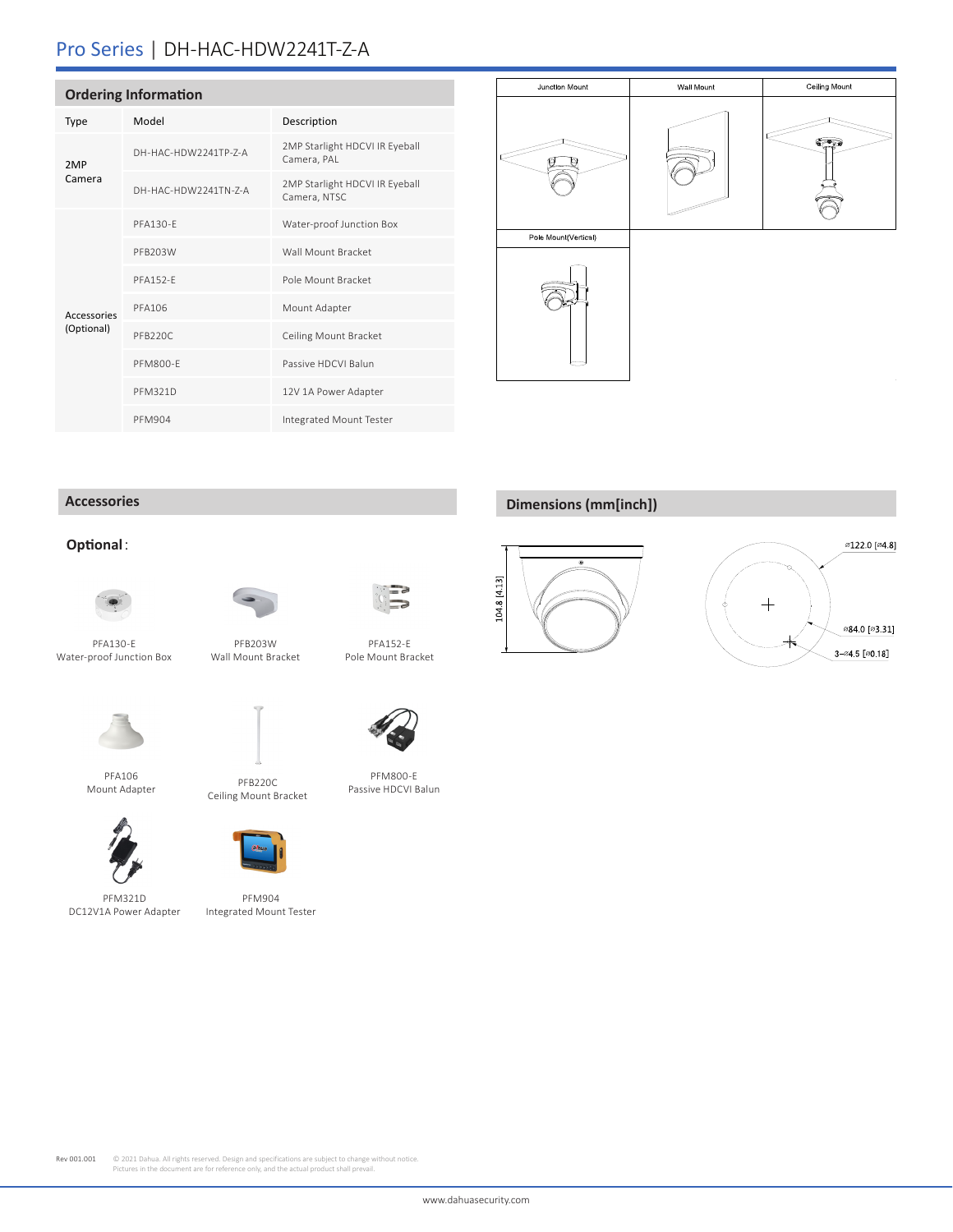# Pro Series | DH-HAC-HDW2241T-Z-A

## Ordering Information

| Type | Model | Description |
|---|---|---|
| 2MP Camera | DH-HAC-HDW2241TP-Z-A | 2MP Starlight HDCVI IR Eyeball Camera, PAL |
| | DH-HAC-HDW2241TN-Z-A | 2MP Starlight HDCVI IR Eyeball Camera, NTSC |
| Accessories (Optional) | PFA130-E | Water-proof Junction Box |
| | PFB203W | Wall Mount Bracket |
| | PFA152-E | Pole Mount Bracket |
| | PFA106 | Mount Adapter |
| | PFB220C | Ceiling Mount Bracket |
| | PFM800-E | Passive HDCVI Balun |
| | PFM321D | 12V 1A Power Adapter |
| | PFM904 | Integrated Mount Tester |

Junction Mount

Wall Mount

Ceiling Mount

Pole Mount(Vertical)

## Accessories

**Optional**:

PFA130-E
Water-proof Junction Box

PFB203W
Wall Mount Bracket

PFA152-E
Pole Mount Bracket

PFA106
Mount Adapter

PFB220C
Ceiling Mount Bracket

PFM800-E
Passive HDCVI Balun

PFM321D
DC12V1A Power Adapter

PFM904
Integrated Mount Tester

## Dimensions (mm[inch])

104.8 [4.13]

⌀122.0 [⌀4.8]

⌀84.0 [⌀3.31]

3–⌀4.5 [⌀0.18]

Rev 001.001 © 2021 Dahua. All rights reserved. Design and specifications are subject to change without notice.
Pictures in the document are for reference only, and the actual product shall prevail.

www.dahuasecurity.com